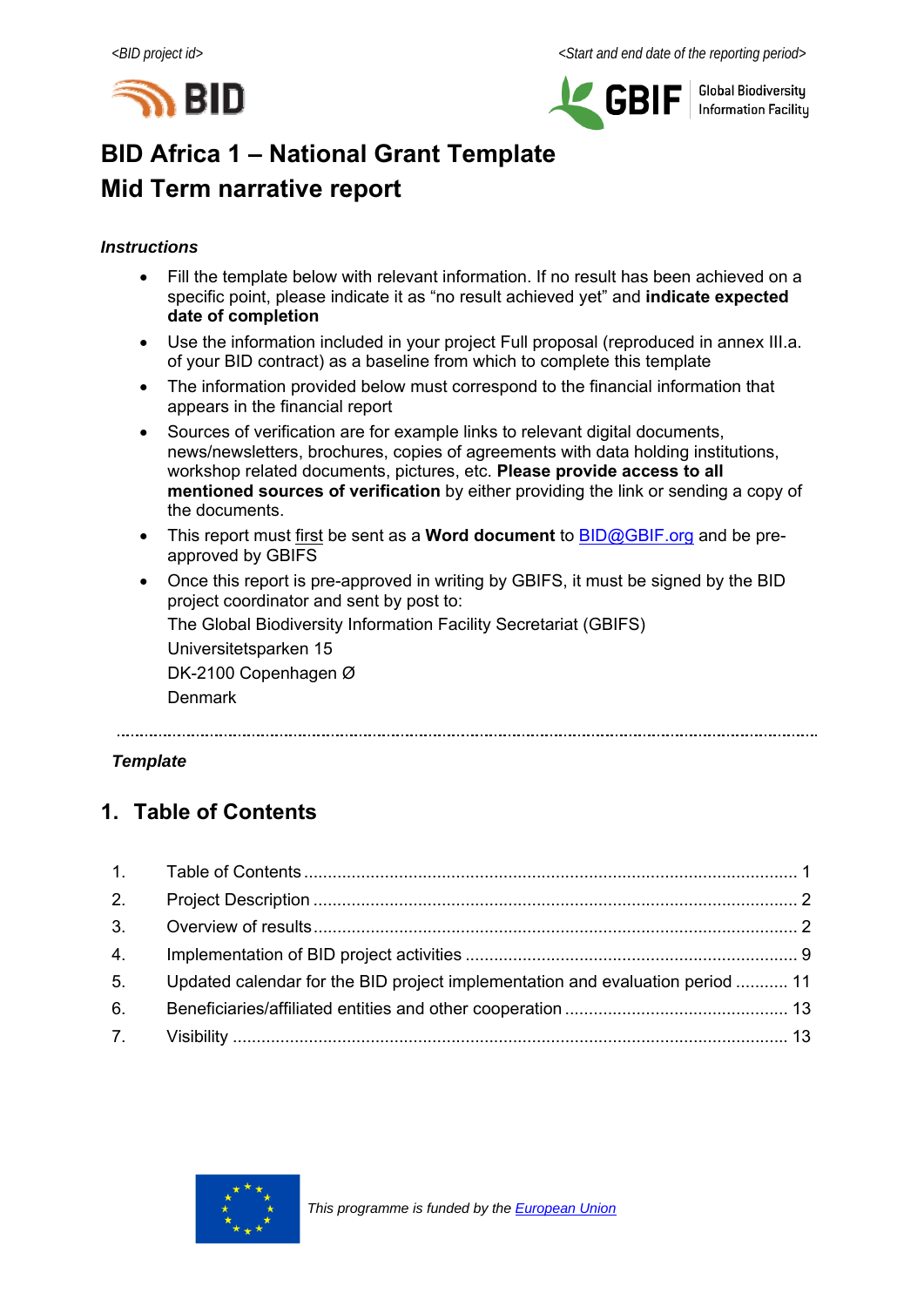<BID project id> <Start and end date of the reporting period>

# BID Africa 1 – National Grant Template

# Mid Term narrative report

***Instructions***

- Fill the template below with relevant information. If no result has been achieved on a specific point, please indicate it as "no result achieved yet" and **indicate expected date of completion**
- Use the information included in your project Full proposal (reproduced in annex III.a. of your BID contract) as a baseline from which to complete this template
- The information provided below must correspond to the financial information that appears in the financial report
- Sources of verification are for example links to relevant digital documents, news/newsletters, brochures, copies of agreements with data holding institutions, workshop related documents, pictures, etc. **Please provide access to all mentioned sources of verification** by either providing the link or sending a copy of the documents.
- This report must first be sent as a **Word document** to BID@GBIF.org and be pre-approved by GBIFS
- Once this report is pre-approved in writing by GBIFS, it must be signed by the BID project coordinator and sent by post to:
  The Global Biodiversity Information Facility Secretariat (GBIFS)
  Universitetsparken 15
  DK-2100 Copenhagen Ø
  Denmark

---

***Template***

## 1. Table of Contents

1. Table of Contents ........ 1
2. Project Description ........ 2
3. Overview of results ........ 2
4. Implementation of BID project activities ........ 9
5. Updated calendar for the BID project implementation and evaluation period ........ 11
6. Beneficiaries/affiliated entities and other cooperation ........ 13
7. Visibility ........ 13

*This programme is funded by the European Union*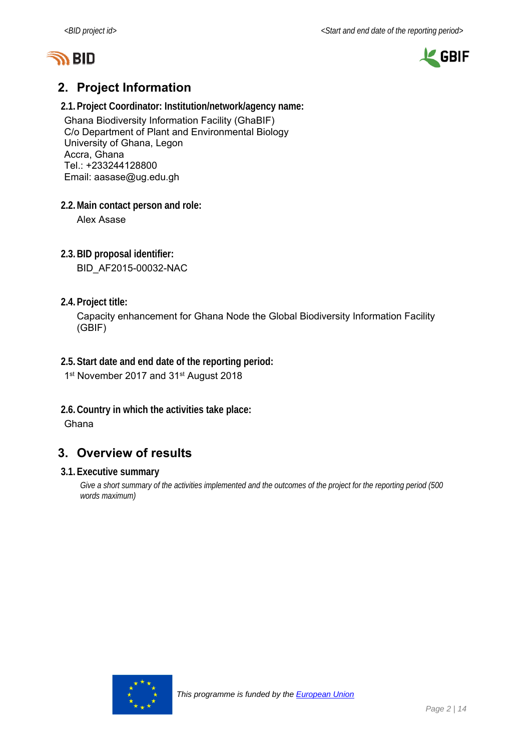## 2. Project Information

### 2.1. Project Coordinator: Institution/network/agency name:

Ghana Biodiversity Information Facility (GhaBIF)
C/o Department of Plant and Environmental Biology
University of Ghana, Legon
Accra, Ghana
Tel.: +233244128800
Email: aasase@ug.edu.gh

### 2.2. Main contact person and role:

Alex Asase

### 2.3. BID proposal identifier:

BID_AF2015-00032-NAC

### 2.4. Project title:

Capacity enhancement for Ghana Node the Global Biodiversity Information Facility (GBIF)

### 2.5. Start date and end date of the reporting period:

1st November 2017 and 31st August 2018

### 2.6. Country in which the activities take place:

Ghana

## 3. Overview of results

### 3.1. Executive summary

*Give a short summary of the activities implemented and the outcomes of the project for the reporting period (500 words maximum)*

This programme is funded by the European Union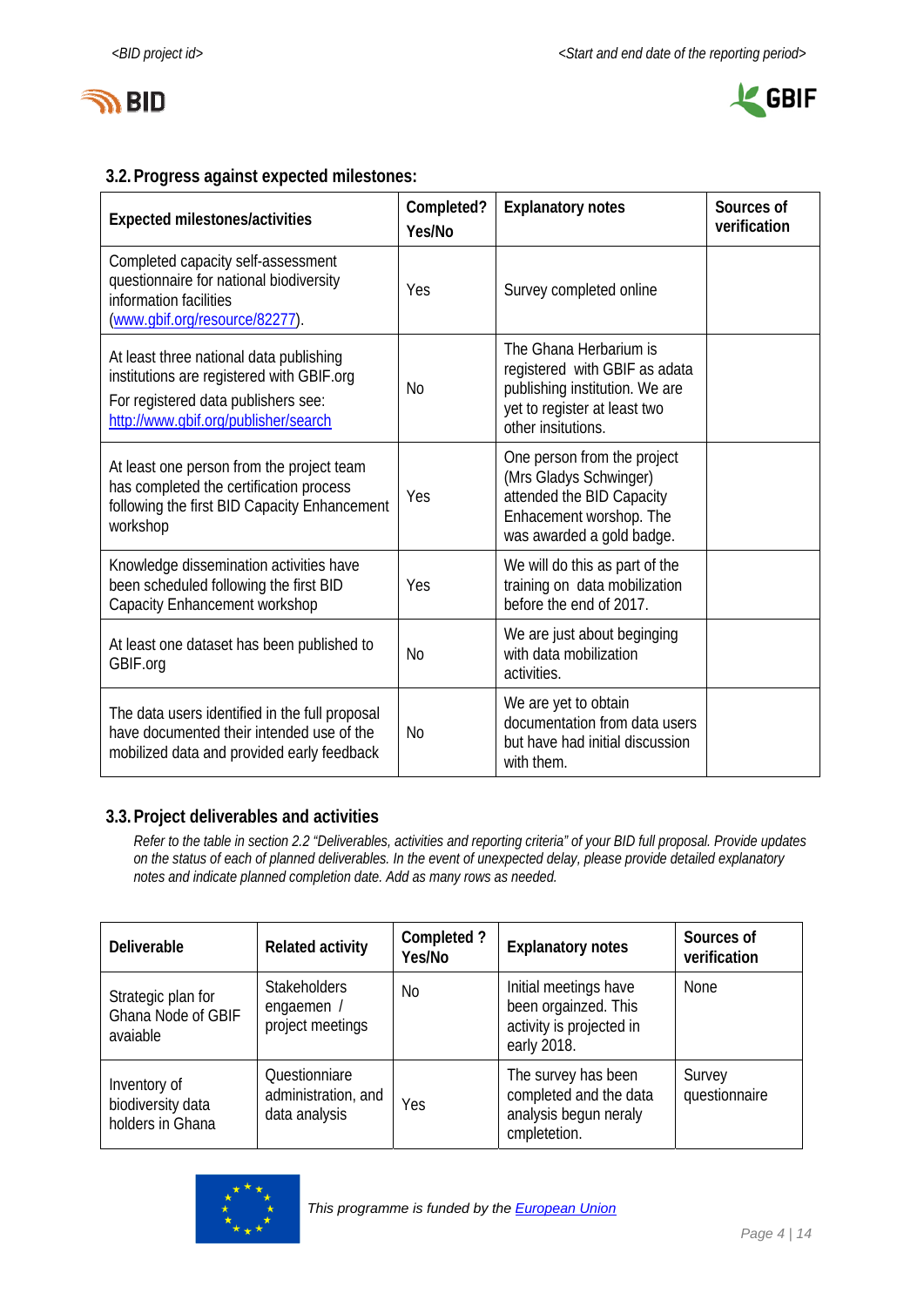### 3.2. Progress against expected milestones:

| Expected milestones/activities | Completed? Yes/No | Explanatory notes | Sources of verification |
|---|---|---|---|
| Completed capacity self-assessment questionnaire for national biodiversity information facilities (www.gbif.org/resource/82277). | Yes | Survey completed online | |
| At least three national data publishing institutions are registered with GBIF.org<br>For registered data publishers see: http://www.gbif.org/publisher/search | No | The Ghana Herbarium is registered with GBIF as adata publishing institution. We are yet to register at least two other insitutions. | |
| At least one person from the project team has completed the certification process following the first BID Capacity Enhancement workshop | Yes | One person from the project (Mrs Gladys Schwinger) attended the BID Capacity Enhacement worshop. The was awarded a gold badge. | |
| Knowledge dissemination activities have been scheduled following the first BID Capacity Enhancement workshop | Yes | We will do this as part of the training on data mobilization before the end of 2017. | |
| At least one dataset has been published to GBIF.org | No | We are just about beginging with data mobilization activities. | |
| The data users identified in the full proposal have documented their intended use of the mobilized data and provided early feedback | No | We are yet to obtain documentation from data users but have had initial discussion with them. | |

### 3.3. Project deliverables and activities

*Refer to the table in section 2.2 "Deliverables, activities and reporting criteria" of your BID full proposal. Provide updates on the status of each of planned deliverables. In the event of unexpected delay, please provide detailed explanatory notes and indicate planned completion date. Add as many rows as needed.*

| Deliverable | Related activity | Completed ? Yes/No | Explanatory notes | Sources of verification |
|---|---|---|---|---|
| Strategic plan for Ghana Node of GBIF avaiable | Stakeholders engaemen / project meetings | No | Initial meetings have been orgainzed. This activity is projected in early 2018. | None |
| Inventory of biodiversity data holders in Ghana | Questionnaire administration, and data analysis | Yes | The survey has been completed and the data analysis begun neraly cmpletetion. | Survey questionnaire |

*This programme is funded by the European Union*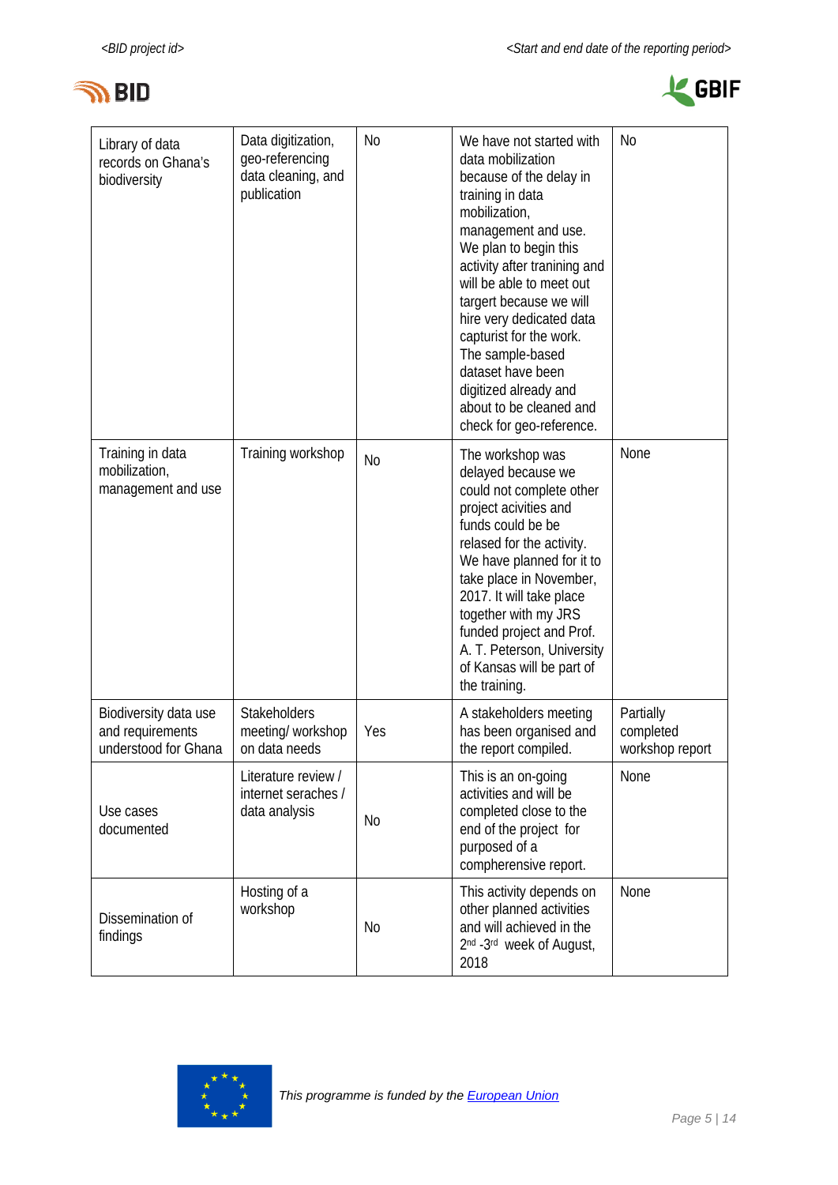| Library of data records on Ghana's biodiversity | Data digitization, geo-referencing data cleaning, and publication | No | We have not started with data mobilization because of the delay in training in data mobilization, management and use. We plan to begin this activity after tranining and will be able to meet out targert because we will hire very dedicated data capturist for the work. The sample-based dataset have been digitized already and about to be cleaned and check for geo-reference. | No |
|---|---|---|---|---|
| Training in data mobilization, management and use | Training workshop | No | The workshop was delayed because we could not complete other project acivities and funds could be be relased for the activity. We have planned for it to take place in November, 2017. It will take place together with my JRS funded project and Prof. A. T. Peterson, University of Kansas will be part of the training. | None |
| Biodiversity data use and requirements understood for Ghana | Stakeholders meeting/ workshop on data needs | Yes | A stakeholders meeting has been organised and the report compiled. | Partially completed workshop report |
| Use cases documented | Literature review / internet seraches / data analysis | No | This is an on-going activities and will be completed close to the end of the project for purposed of a compehersive report. | None |
| Dissemination of findings | Hosting of a workshop | No | This activity depends on other planned activities and will achieved in the 2nd -3rd week of August, 2018 | None |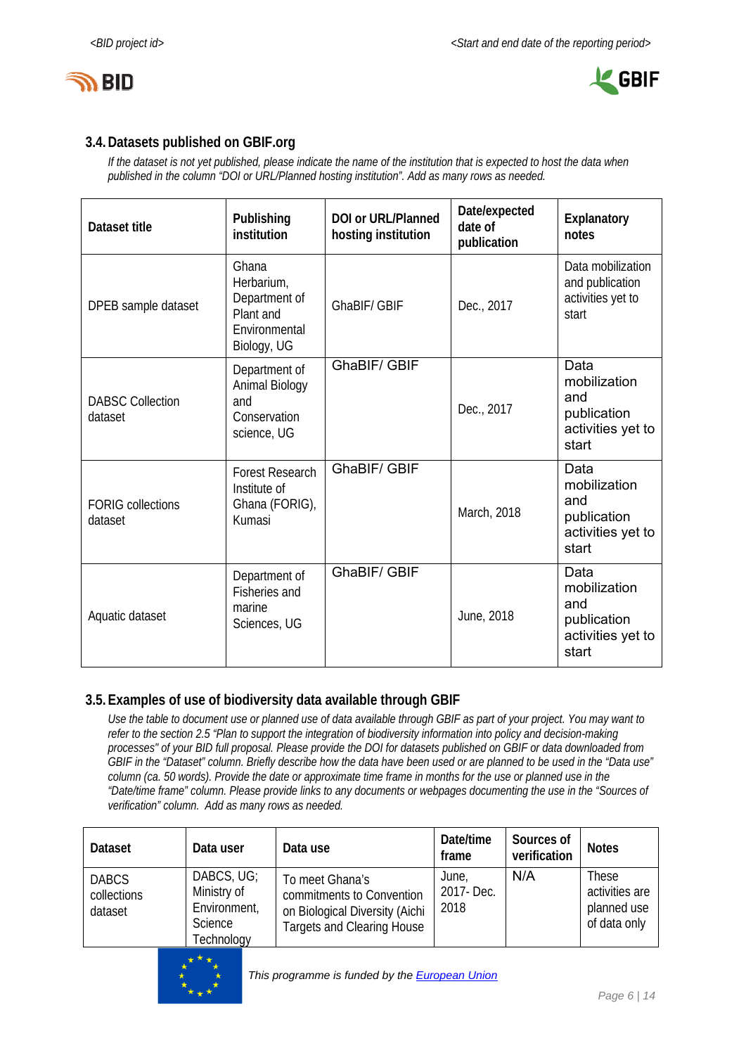### 3.4. Datasets published on GBIF.org

*If the dataset is not yet published, please indicate the name of the institution that is expected to host the data when published in the column "DOI or URL/Planned hosting institution". Add as many rows as needed.*

| Dataset title | Publishing institution | DOI or URL/Planned hosting institution | Date/expected date of publication | Explanatory notes |
|---|---|---|---|---|
| DPEB sample dataset | Ghana Herbarium, Department of Plant and Environmental Biology, UG | GhaBIF/ GBIF | Dec., 2017 | Data mobilization and publication activities yet to start |
| DABSC Collection dataset | Department of Animal Biology and Conservation science, UG | GhaBIF/ GBIF | Dec., 2017 | Data mobilization and publication activities yet to start |
| FORIG collections dataset | Forest Research Institute of Ghana (FORIG), Kumasi | GhaBIF/ GBIF | March, 2018 | Data mobilization and publication activities yet to start |
| Aquatic dataset | Department of Fisheries and marine Sciences, UG | GhaBIF/ GBIF | June, 2018 | Data mobilization and publication activities yet to start |

### 3.5. Examples of use of biodiversity data available through GBIF

*Use the table to document use or planned use of data available through GBIF as part of your project. You may want to refer to the section 2.5 "Plan to support the integration of biodiversity information into policy and decision-making processes" of your BID full proposal. Please provide the DOI for datasets published on GBIF or data downloaded from GBIF in the "Dataset" column. Briefly describe how the data have been used or are planned to be used in the "Data use" column (ca. 50 words). Provide the date or approximate time frame in months for the use or planned use in the "Date/time frame" column. Please provide links to any documents or webpages documenting the use in the "Sources of verification" column. Add as many rows as needed.*

| Dataset | Data user | Data use | Date/time frame | Sources of verification | Notes |
|---|---|---|---|---|---|
| DABCS collections dataset | DABCS, UG; Ministry of Environment, Science Technology | To meet Ghana's commitments to Convention on Biological Diversity (Aichi Targets and Clearing House | June, 2017- Dec. 2018 | N/A | These activities are planned use of data only |

*This programme is funded by the European Union*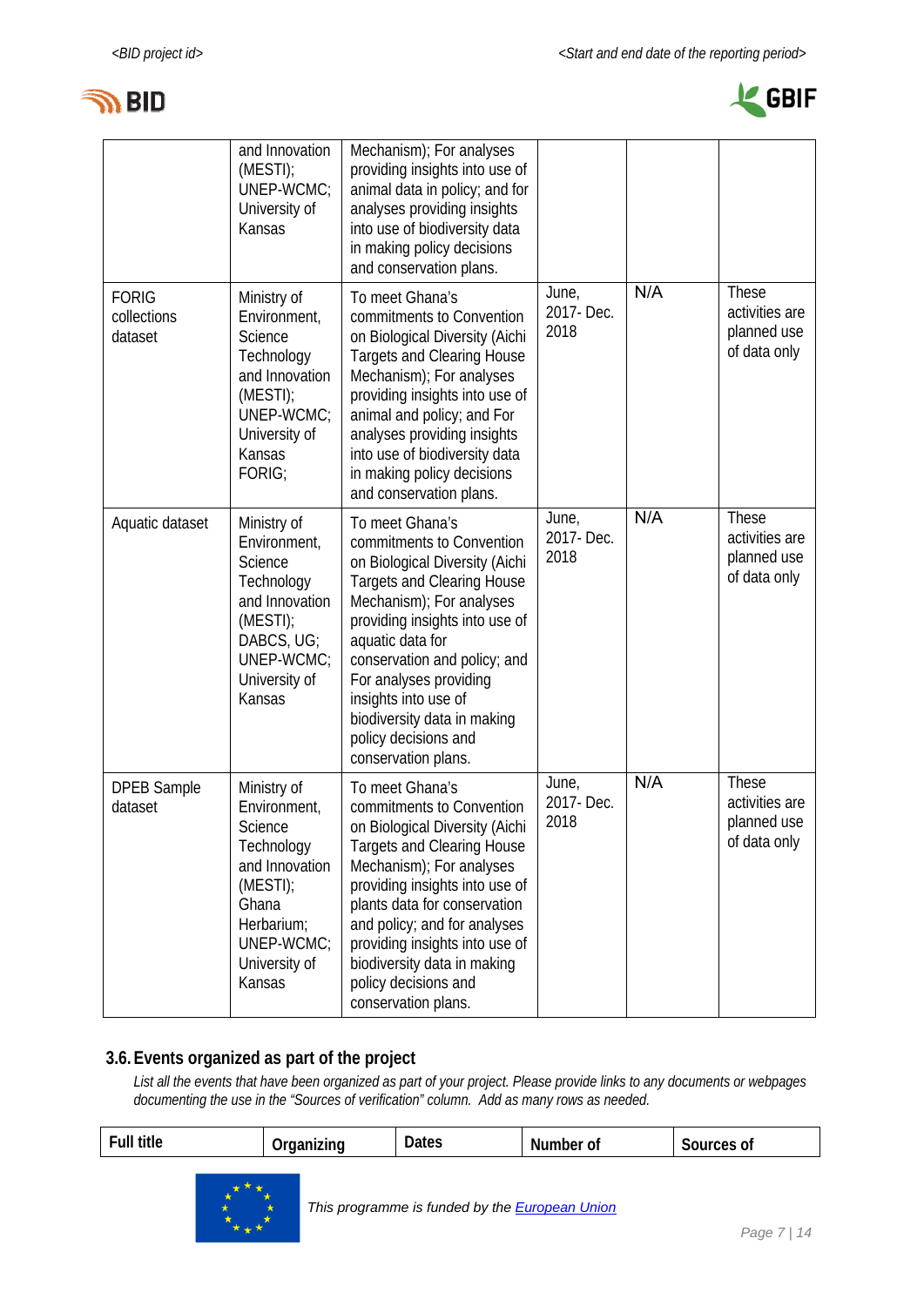| | and Innovation (MESTI); UNEP-WCMC; University of Kansas | Mechanism); For analyses providing insights into use of animal data in policy; and for analyses providing insights into use of biodiversity data in making policy decisions and conservation plans. | | | |
|---|---|---|---|---|---|
| FORIG collections dataset | Ministry of Environment, Science Technology and Innovation (MESTI); UNEP-WCMC; University of Kansas FORIG; | To meet Ghana's commitments to Convention on Biological Diversity (Aichi Targets and Clearing House Mechanism); For analyses providing insights into use of animal and policy; and For analyses providing insights into use of biodiversity data in making policy decisions and conservation plans. | June, 2017- Dec. 2018 | N/A | These activities are planned use of data only |
| Aquatic dataset | Ministry of Environment, Science Technology and Innovation (MESTI); DABCS, UG; UNEP-WCMC; University of Kansas | To meet Ghana's commitments to Convention on Biological Diversity (Aichi Targets and Clearing House Mechanism); For analyses providing insights into use of aquatic data for conservation and policy; and For analyses providing insights into use of biodiversity data in making policy decisions and conservation plans. | June, 2017- Dec. 2018 | N/A | These activities are planned use of data only |
| DPEB Sample dataset | Ministry of Environment, Science Technology and Innovation (MESTI); Ghana Herbarium; UNEP-WCMC; University of Kansas | To meet Ghana's commitments to Convention on Biological Diversity (Aichi Targets and Clearing House Mechanism); For analyses providing insights into use of plants data for conservation and policy; and for analyses providing insights into use of biodiversity data in making policy decisions and conservation plans. | June, 2017- Dec. 2018 | N/A | These activities are planned use of data only |

### 3.6. Events organized as part of the project

*List all the events that have been organized as part of your project. Please provide links to any documents or webpages documenting the use in the "Sources of verification" column. Add as many rows as needed.*

| Full title | Organizing | Dates | Number of | Sources of |
|---|---|---|---|---|

This programme is funded by the European Union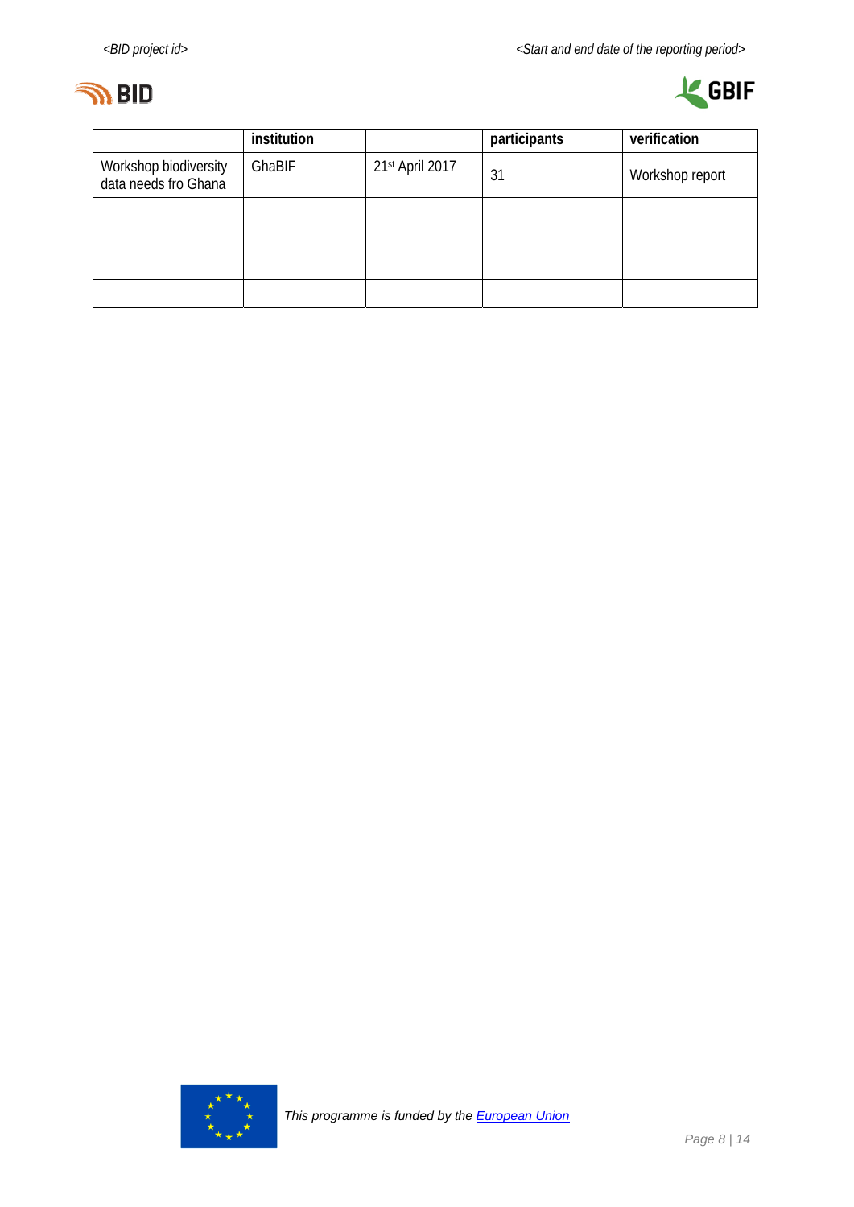| | institution | | participants | verification |
|---|---|---|---|---|
| Workshop biodiversity data needs fro Ghana | GhaBIF | 21st April 2017 | 31 | Workshop report |
| | | | | |
| | | | | |
| | | | | |
| | | | | |

*This programme is funded by the European Union*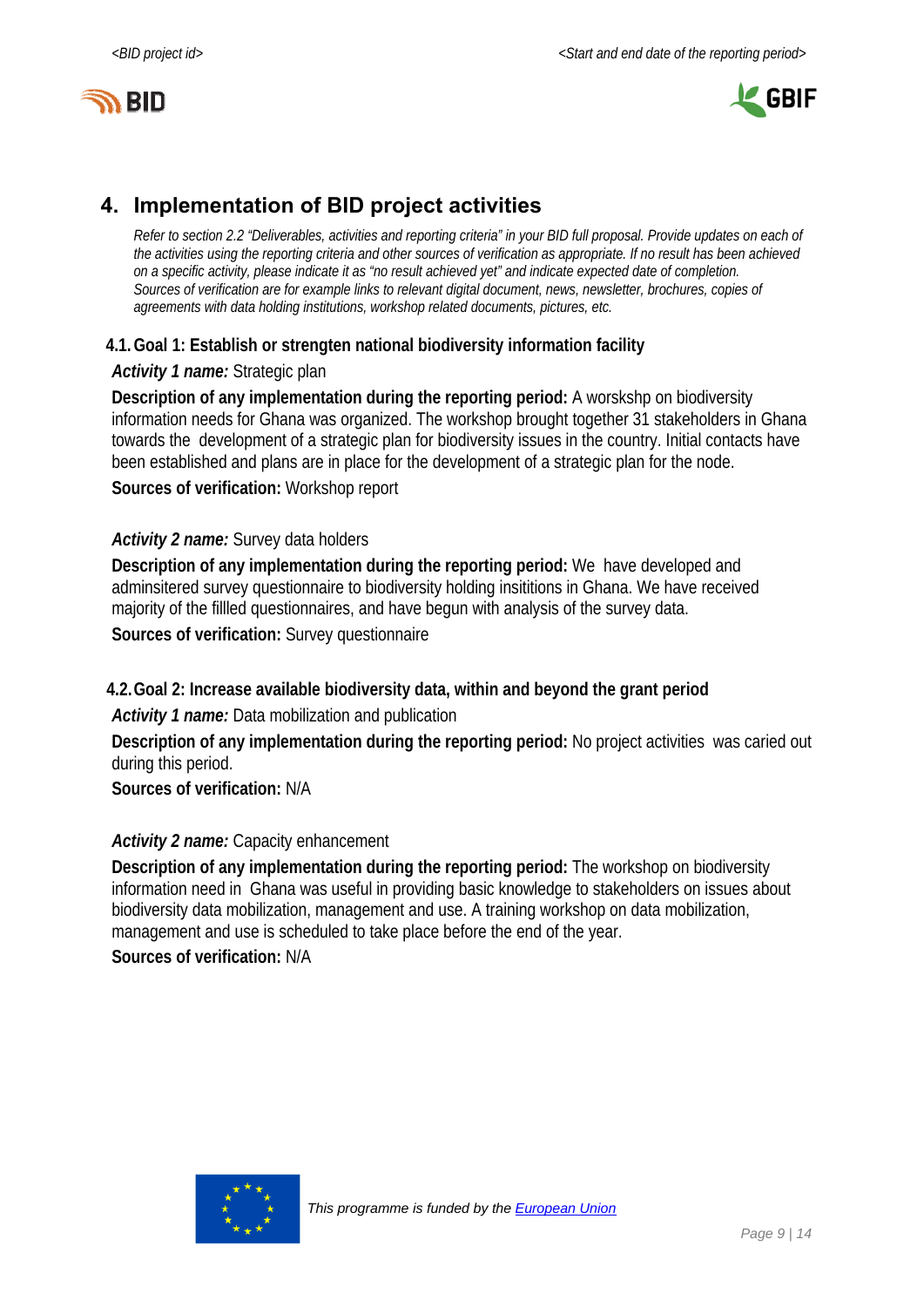## 4. Implementation of BID project activities

*Refer to section 2.2 "Deliverables, activities and reporting criteria" in your BID full proposal. Provide updates on each of the activities using the reporting criteria and other sources of verification as appropriate. If no result has been achieved on a specific activity, please indicate it as "no result achieved yet" and indicate expected date of completion. Sources of verification are for example links to relevant digital document, news, newsletter, brochures, copies of agreements with data holding institutions, workshop related documents, pictures, etc.*

### 4.1. Goal 1: Establish or strengten national biodiversity information facility

***Activity 1 name:*** Strategic plan

**Description of any implementation during the reporting period:** A worskshp on biodiversity information needs for Ghana was organized. The workshop brought together 31 stakeholders in Ghana towards the development of a strategic plan for biodiversity issues in the country. Initial contacts have been established and plans are in place for the development of a strategic plan for the node.

**Sources of verification:** Workshop report

***Activity 2 name:*** Survey data holders

**Description of any implementation during the reporting period:** We have developed and adminsitered survey questionnaire to biodiversity holding insititions in Ghana. We have received majority of the fillled questionnaires, and have begun with analysis of the survey data.

**Sources of verification:** Survey questionnaire

### 4.2. Goal 2: Increase available biodiversity data, within and beyond the grant period

***Activity 1 name:*** Data mobilization and publication

**Description of any implementation during the reporting period:** No project activities was caried out during this period.

**Sources of verification:** N/A

***Activity 2 name:*** Capacity enhancement

**Description of any implementation during the reporting period:** The workshop on biodiversity information need in Ghana was useful in providing basic knowledge to stakeholders on issues about biodiversity data mobilization, management and use. A training workshop on data mobilization, management and use is scheduled to take place before the end of the year.

**Sources of verification:** N/A

*This programme is funded by the European Union*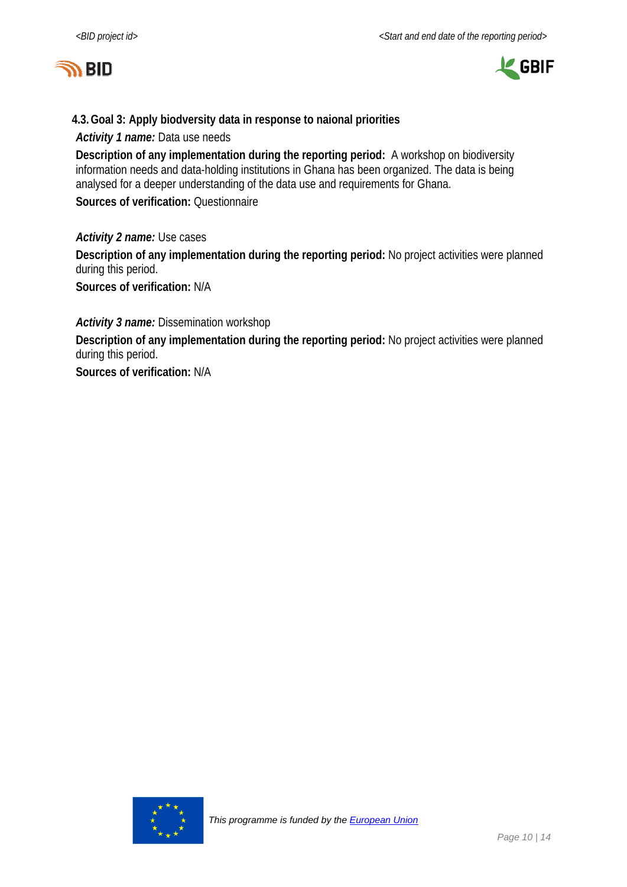### 4.3. Goal 3: Apply biodiversity data in response to naional priorities

***Activity 1 name:*** Data use needs

**Description of any implementation during the reporting period:** A workshop on biodiversity information needs and data-holding institutions in Ghana has been organized. The data is being analysed for a deeper understanding of the data use and requirements for Ghana.

**Sources of verification:** Questionnaire

***Activity 2 name:*** Use cases

**Description of any implementation during the reporting period:** No project activities were planned during this period.

**Sources of verification:** N/A

***Activity 3 name:*** Dissemination workshop

**Description of any implementation during the reporting period:** No project activities were planned during this period.

**Sources of verification:** N/A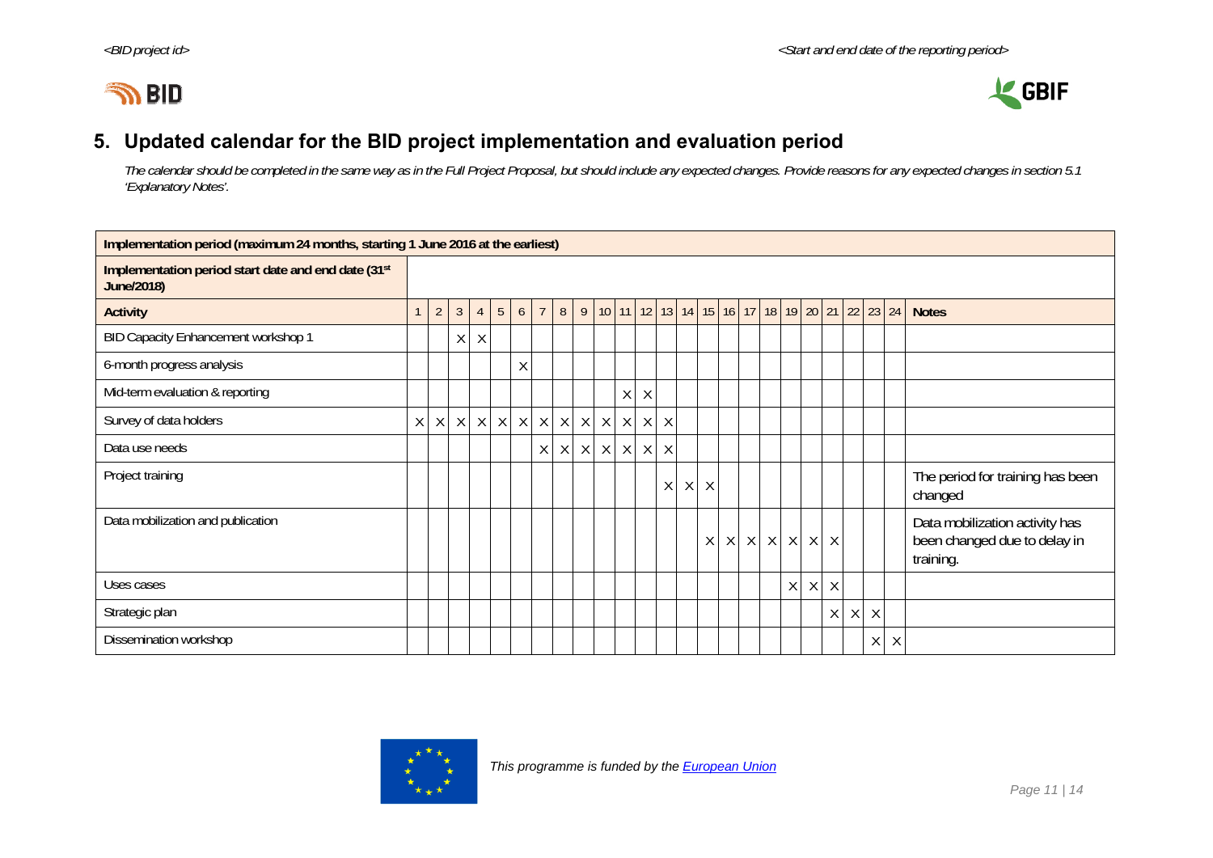## 5. Updated calendar for the BID project implementation and evaluation period

*The calendar should be completed in the same way as in the Full Project Proposal, but should include any expected changes. Provide reasons for any expected changes in section 5.1 'Explanatory Notes'.*

| **Implementation period (maximum 24 months, starting 1 June 2016 at the earliest)** | | | | | | | | | | | | | | | | | | | | | | | | | |
|---|---|---|---|---|---|---|---|---|---|---|---|---|---|---|---|---|---|---|---|---|---|---|---|---|---|
| **Implementation period start date and end date (31st June/2018)** | | | | | | | | | | | | | | | | | | | | | | | | | |
| **Activity** | 1 | 2 | 3 | 4 | 5 | 6 | 7 | 8 | 9 | 10 | 11 | 12 | 13 | 14 | 15 | 16 | 17 | 18 | 19 | 20 | 21 | 22 | 23 | 24 | **Notes** |
| BID Capacity Enhancement workshop 1 | | | X | X | | | | | | | | | | | | | | | | | | | | | |
| 6-month progress analysis | | | | | | X | | | | | | | | | | | | | | | | | | | |
| Mid-term evaluation & reporting | | | | | | | | | | | X | X | | | | | | | | | | | | | |
| Survey of data holders | X | X | X | X | X | X | X | X | X | X | X | X | X | | | | | | | | | | | | |
| Data use needs | | | | | | | X | X | X | X | X | X | X | | | | | | | | | | | | |
| Project training | | | | | | | | | | | | | X | X | X | | | | | | | | | | The period for training has been changed |
| Data mobilization and publication | | | | | | | | | | | | | | | X | X | X | X | X | X | X | | | | Data mobilization activity has been changed due to delay in training. |
| Uses cases | | | | | | | | | | | | | | | | | | | X | X | X | | | | |
| Strategic plan | | | | | | | | | | | | | | | | | | | | | X | X | X | | |
| Dissemination workshop | | | | | | | | | | | | | | | | | | | | | | | X | X | |

*This programme is funded by the European Union*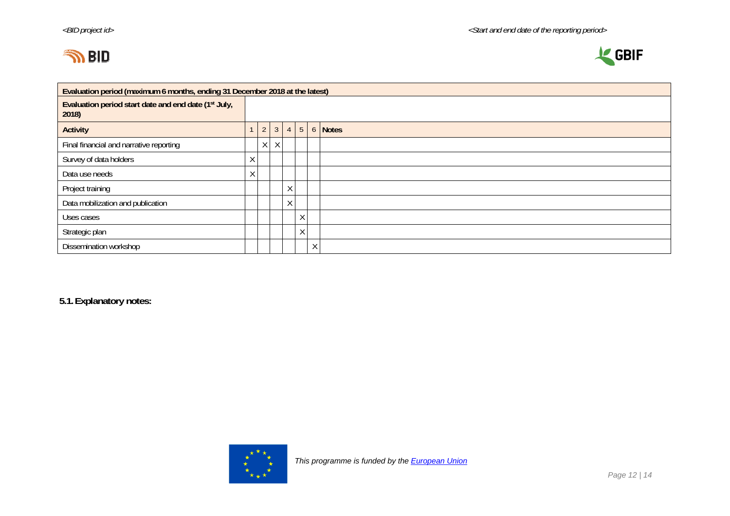| Evaluation period (maximum 6 months, ending 31 December 2018 at the latest) | | | | | | | |
|---|---|---|---|---|---|---|---|
| **Evaluation period start date and end date (1st July, 2018)** | | | | | | | |
| **Activity** | 1 | 2 | 3 | 4 | 5 | 6 | **Notes** |
| Final financial and narrative reporting | | X | X | | | | |
| Survey of data holders | X | | | | | | |
| Data use needs | X | | | | | | |
| Project training | | | | X | | | |
| Data mobilization and publication | | | | X | | | |
| Uses cases | | | | | X | | |
| Strategic plan | | | | | X | | |
| Dissemination workshop | | | | | | X | |

**5.1. Explanatory notes:**

*This programme is funded by the European Union*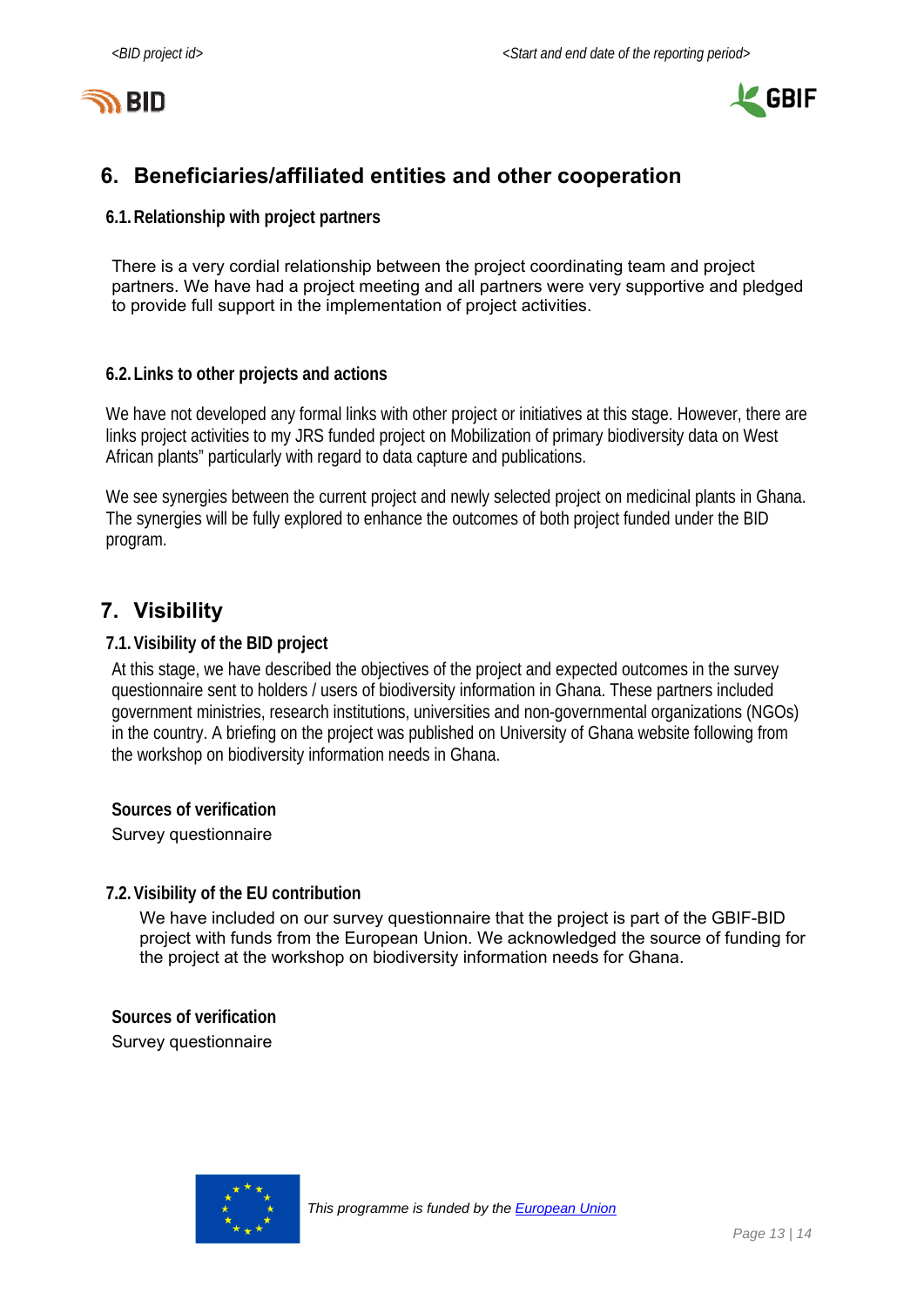## 6. Beneficiaries/affiliated entities and other cooperation

### 6.1. Relationship with project partners

There is a very cordial relationship between the project coordinating team and project partners. We have had a project meeting and all partners were very supportive and pledged to provide full support in the implementation of project activities.

### 6.2. Links to other projects and actions

We have not developed any formal links with other project or initiatives at this stage. However, there are links project activities to my JRS funded project on Mobilization of primary biodiversity data on West African plants" particularly with regard to data capture and publications.

We see synergies between the current project and newly selected project on medicinal plants in Ghana. The synergies will be fully explored to enhance the outcomes of both project funded under the BID program.

## 7. Visibility

### 7.1. Visibility of the BID project

At this stage, we have described the objectives of the project and expected outcomes in the survey questionnaire sent to holders / users of biodiversity information in Ghana. These partners included government ministries, research institutions, universities and non-governmental organizations (NGOs) in the country. A briefing on the project was published on University of Ghana website following from the workshop on biodiversity information needs in Ghana.

**Sources of verification**

Survey questionnaire

### 7.2. Visibility of the EU contribution

We have included on our survey questionnaire that the project is part of the GBIF-BID project with funds from the European Union. We acknowledged the source of funding for the project at the workshop on biodiversity information needs for Ghana.

**Sources of verification**

Survey questionnaire

*This programme is funded by the European Union*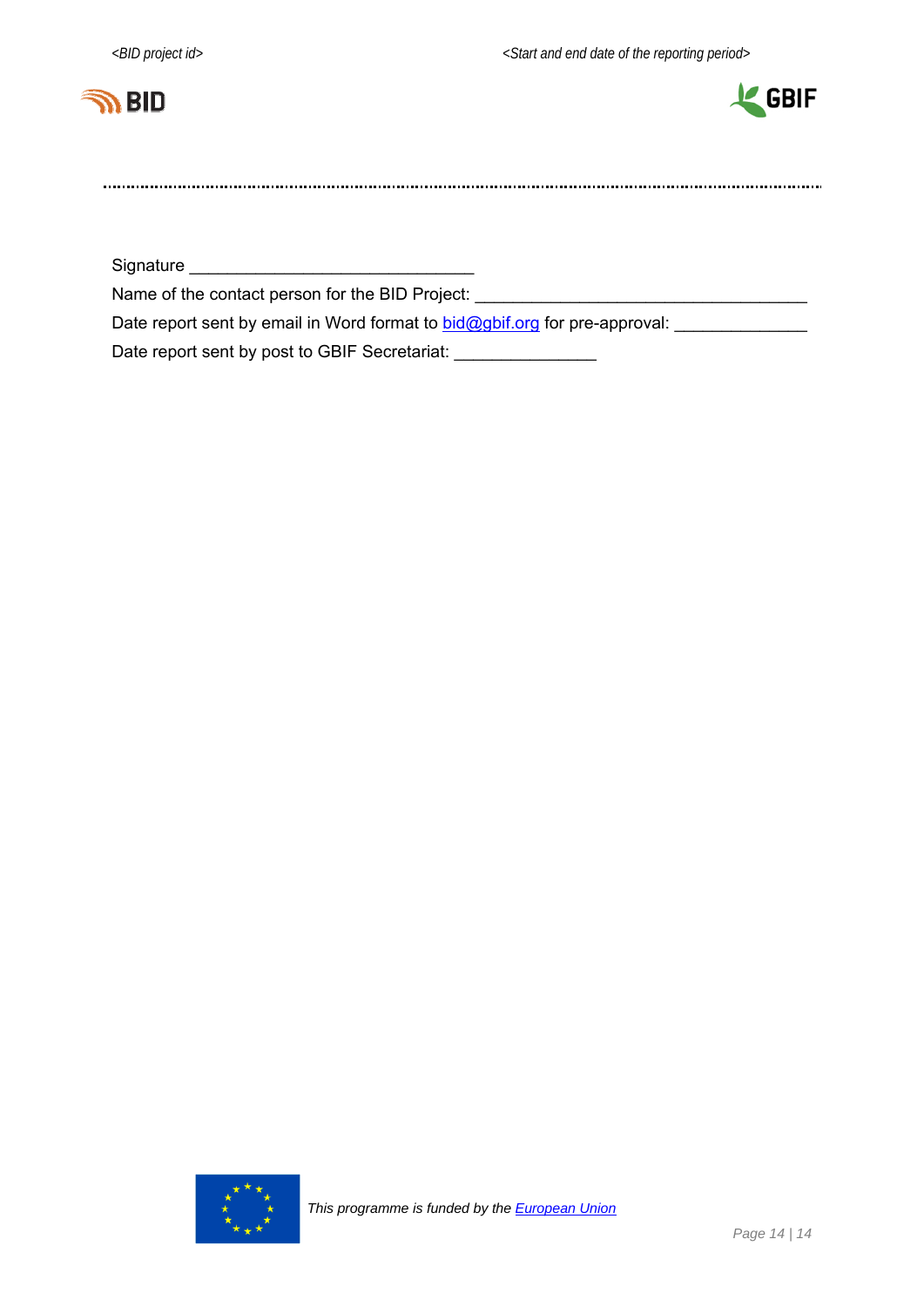Signature ______________________________

Name of the contact person for the BID Project: ___________________________________

Date report sent by email in Word format to bid@gbif.org for pre-approval: ______________

Date report sent by post to GBIF Secretariat: _______________

*This programme is funded by the European Union*